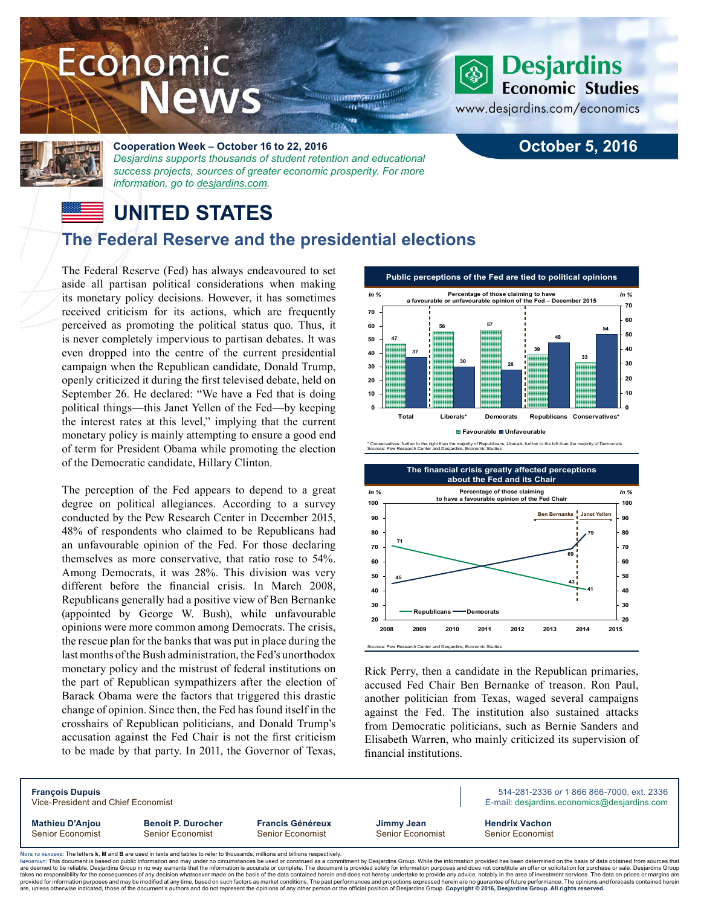# Economic News

**Desjardins Economic Studies**
www.desjardins.com/economics

**Cooperation Week – October 16 to 22, 2016**
*Desjardins supports thousands of student retention and educational success projects, sources of greater economic prosperity. For more information, go to desjardins.com.*

**October 5, 2016**

# UNITED STATES

## The Federal Reserve and the presidential elections

The Federal Reserve (Fed) has always endeavoured to set aside all partisan political considerations when making its monetary policy decisions. However, it has sometimes received criticism for its actions, which are frequently perceived as promoting the political status quo. Thus, it is never completely impervious to partisan debates. It was even dropped into the centre of the current presidential campaign when the Republican candidate, Donald Trump, openly criticized it during the first televised debate, held on September 26. He declared: "We have a Fed that is doing political things—this Janet Yellen of the Fed—by keeping the interest rates at this level," implying that the current monetary policy is mainly attempting to ensure a good end of term for President Obama while promoting the election of the Democratic candidate, Hillary Clinton.

The perception of the Fed appears to depend to a great degree on political allegiances. According to a survey conducted by the Pew Research Center in December 2015, 48% of respondents who claimed to be Republicans had an unfavourable opinion of the Fed. For those declaring themselves as more conservative, that ratio rose to 54%. Among Democrats, it was 28%. This division was very different before the financial crisis. In March 2008, Republicans generally had a positive view of Ben Bernanke (appointed by George W. Bush), while unfavourable opinions were more common among Democrats. The crisis, the rescue plan for the banks that was put in place during the last months of the Bush administration, the Fed's unorthodox monetary policy and the mistrust of federal institutions on the part of Republican sympathizers after the election of Barack Obama were the factors that triggered this drastic change of opinion. Since then, the Fed has found itself in the crosshairs of Republican politicians, and Donald Trump's accusation against the Fed Chair is not the first criticism to be made by that party. In 2011, the Governor of Texas, Rick Perry, then a candidate in the Republican primaries, accused Fed Chair Ben Bernanke of treason. Ron Paul, another politician from Texas, waged several campaigns against the Fed. The institution also sustained attacks from Democratic politicians, such as Bernie Sanders and Elisabeth Warren, who mainly criticized its supervision of financial institutions.

**Public perceptions of the Fed are tied to political opinions**

Percentage of those claiming to have a favourable or unfavourable opinion of the Fed – December 2015 (In %)

| | Favourable | Unfavourable |
|---|---|---|
| Total | 47 | 37 |
| Liberals* | 56 | 30 |
| Democrats | 57 | 28 |
| Republicans | 39 | 48 |
| Conservatives* | 33 | 54 |

\* Conservatives: further to the right than the majority of Republicans; Liberals: further to the left than the majority of Democrats.
Sources: Pew Research Center and Desjardins, Economic Studies

**The financial crisis greatly affected perceptions about the Fed and its Chair**

Percentage of those claiming to have a favourable opinion of the Fed Chair (In %)

| | Republicans | Democrats |
|---|---|---|
| Start (2008) – Ben Bernanke | 71 | 45 |
| End of Ben Bernanke's term | 43 | 69 |
| Janet Yellen | 41 | 79 |

Sources: Pew Research Center and Desjardins, Economic Studies

---

**François Dupuis**
Vice-President and Chief Economist
514-281-2336 *or* 1 866 866-7000, ext. 2336
E-mail: desjardins.economics@desjardins.com

**Mathieu D'Anjou** – Senior Economist
**Benoit P. Durocher** – Senior Economist
**Francis Généreux** – Senior Economist
**Jimmy Jean** – Senior Economist
**Hendrix Vachon** – Senior Economist

Note to readers: The letters **k**, **M** and **B** are used in texts and tables to refer to thousands, millions and billions respectively.

Important: This document is based on public information and may under no circumstances be used or construed as a commitment by Desjardins Group. While the information provided has been determined on the basis of data obtained from sources that are deemed to be reliable, Desjardins Group in no way warrants that the information is accurate or complete. The document is provided solely for information purposes and does not constitute an offer or solicitation for purchase or sale. Desjardins Group takes no responsibility for the consequences of any decision whatsoever made on the basis of the data contained herein and does not hereby undertake to provide any advice, notably in the area of investment services. The data on prices or margins are provided for information purposes and may be modified at any time, based on such factors as market conditions. The past performances and projections expressed herein are no guarantee of future performance. The opinions and forecasts contained herein are, unless otherwise indicated, those of the document's authors and do not represent the opinions of any other person or the official position of Desjardins Group. **Copyright © 2016, Desjardins Group. All rights reserved.**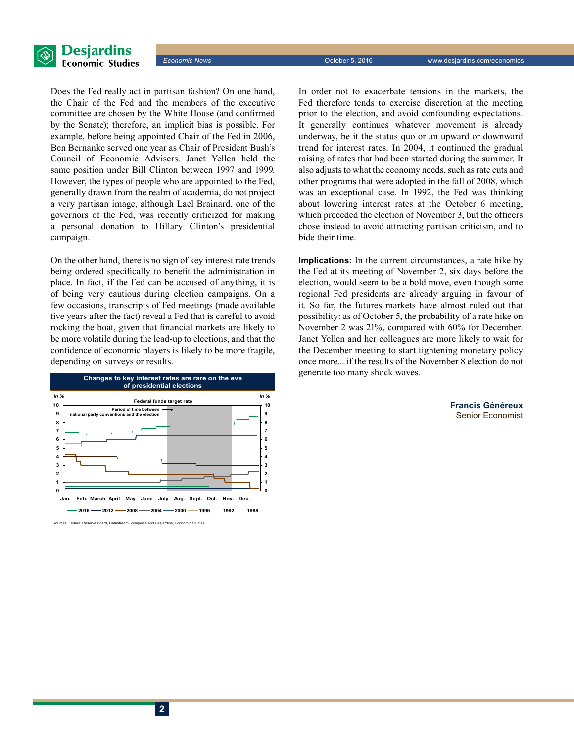Does the Fed really act in partisan fashion? On one hand, the Chair of the Fed and the members of the executive committee are chosen by the White House (and confirmed by the Senate); therefore, an implicit bias is possible. For example, before being appointed Chair of the Fed in 2006, Ben Bernanke served one year as Chair of President Bush's Council of Economic Advisers. Janet Yellen held the same position under Bill Clinton between 1997 and 1999. However, the types of people who are appointed to the Fed, generally drawn from the realm of academia, do not project a very partisan image, although Lael Brainard, one of the governors of the Fed, was recently criticized for making a personal donation to Hillary Clinton's presidential campaign.

On the other hand, there is no sign of key interest rate trends being ordered specifically to benefit the administration in place. In fact, if the Fed can be accused of anything, it is of being very cautious during election campaigns. On a few occasions, transcripts of Fed meetings (made available five years after the fact) reveal a Fed that is careful to avoid rocking the boat, given that financial markets are likely to be more volatile during the lead-up to elections, and that the confidence of economic players is likely to be more fragile, depending on surveys or results.

**Changes to key interest rates are rare on the eve of presidential elections**

In %

Federal funds target rate

Period of time between national party conventions and the election

10, 9, 8, 7, 6, 5, 4, 3, 2, 1, 0

Jan. Feb. March April May June July Aug. Sept. Oct. Nov. Dec.

2016, 2012, 2008, 2004, 2000, 1996, 1992, 1988

Sources: Federal Reserve Board, Datastream, Wikipedia and Desjardins, Economic Studies

In order not to exacerbate tensions in the markets, the Fed therefore tends to exercise discretion at the meeting prior to the election, and avoid confounding expectations. It generally continues whatever movement is already underway, be it the status quo or an upward or downward trend for interest rates. In 2004, it continued the gradual raising of rates that had been started during the summer. It also adjusts to what the economy needs, such as rate cuts and other programs that were adopted in the fall of 2008, which was an exceptional case. In 1992, the Fed was thinking about lowering interest rates at the October 6 meeting, which preceded the election of November 3, but the officers chose instead to avoid attracting partisan criticism, and to bide their time.

**Implications:** In the current circumstances, a rate hike by the Fed at its meeting of November 2, six days before the election, would seem to be a bold move, even though some regional Fed presidents are already arguing in favour of it. So far, the futures markets have almost ruled out that possibility: as of October 5, the probability of a rate hike on November 2 was 21%, compared with 60% for December. Janet Yellen and her colleagues are more likely to wait for the December meeting to start tightening monetary policy once more... if the results of the November 8 election do not generate too many shock waves.

**Francis Généreux**
Senior Economist